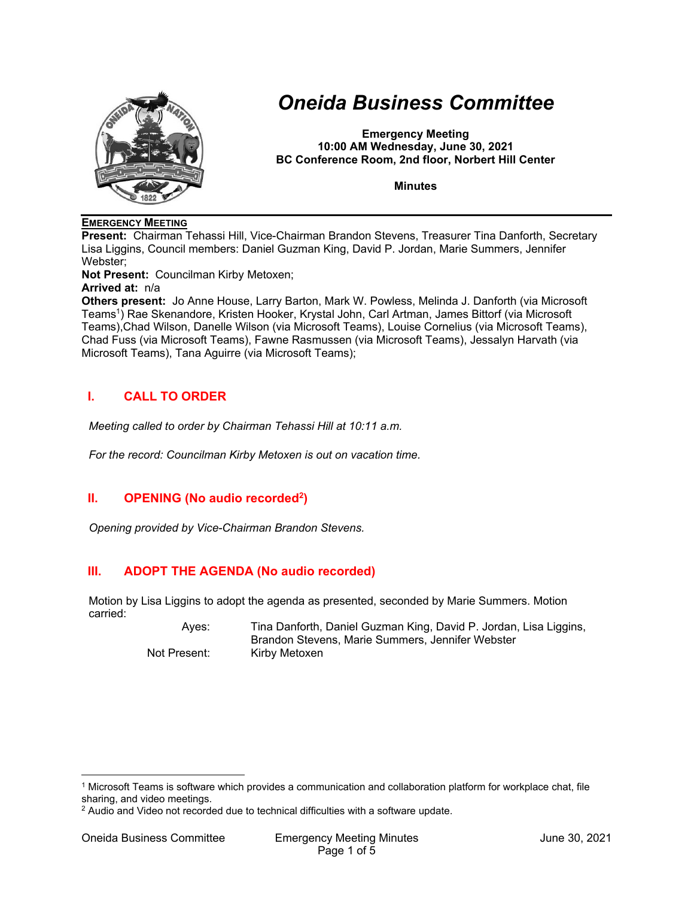# Oneida Business Committee

**Emergency Meeting**
**10:00 AM Wednesday, June 30, 2021**
**BC Conference Room, 2nd floor, Norbert Hill Center**

**Minutes**

**EMERGENCY MEETING**

**Present:** Chairman Tehassi Hill, Vice-Chairman Brandon Stevens, Treasurer Tina Danforth, Secretary Lisa Liggins, Council members: Daniel Guzman King, David P. Jordan, Marie Summers, Jennifer Webster;

**Not Present:** Councilman Kirby Metoxen;

**Arrived at:** n/a

**Others present:** Jo Anne House, Larry Barton, Mark W. Powless, Melinda J. Danforth (via Microsoft Teams[1]) Rae Skenandore, Kristen Hooker, Krystal John, Carl Artman, James Bittorf (via Microsoft Teams),Chad Wilson, Danelle Wilson (via Microsoft Teams), Louise Cornelius (via Microsoft Teams), Chad Fuss (via Microsoft Teams), Fawne Rasmussen (via Microsoft Teams), Jessalyn Harvath (via Microsoft Teams), Tana Aguirre (via Microsoft Teams);

## I. CALL TO ORDER

*Meeting called to order by Chairman Tehassi Hill at 10:11 a.m.*

*For the record: Councilman Kirby Metoxen is out on vacation time.*

## II. OPENING (No audio recorded[2])

*Opening provided by Vice-Chairman Brandon Stevens.*

## III. ADOPT THE AGENDA (No audio recorded)

Motion by Lisa Liggins to adopt the agenda as presented, seconded by Marie Summers. Motion carried:

| | |
|---|---|
| Ayes: | Tina Danforth, Daniel Guzman King, David P. Jordan, Lisa Liggins, Brandon Stevens, Marie Summers, Jennifer Webster |
| Not Present: | Kirby Metoxen |

---

[1] Microsoft Teams is software which provides a communication and collaboration platform for workplace chat, file sharing, and video meetings.

[2] Audio and Video not recorded due to technical difficulties with a software update.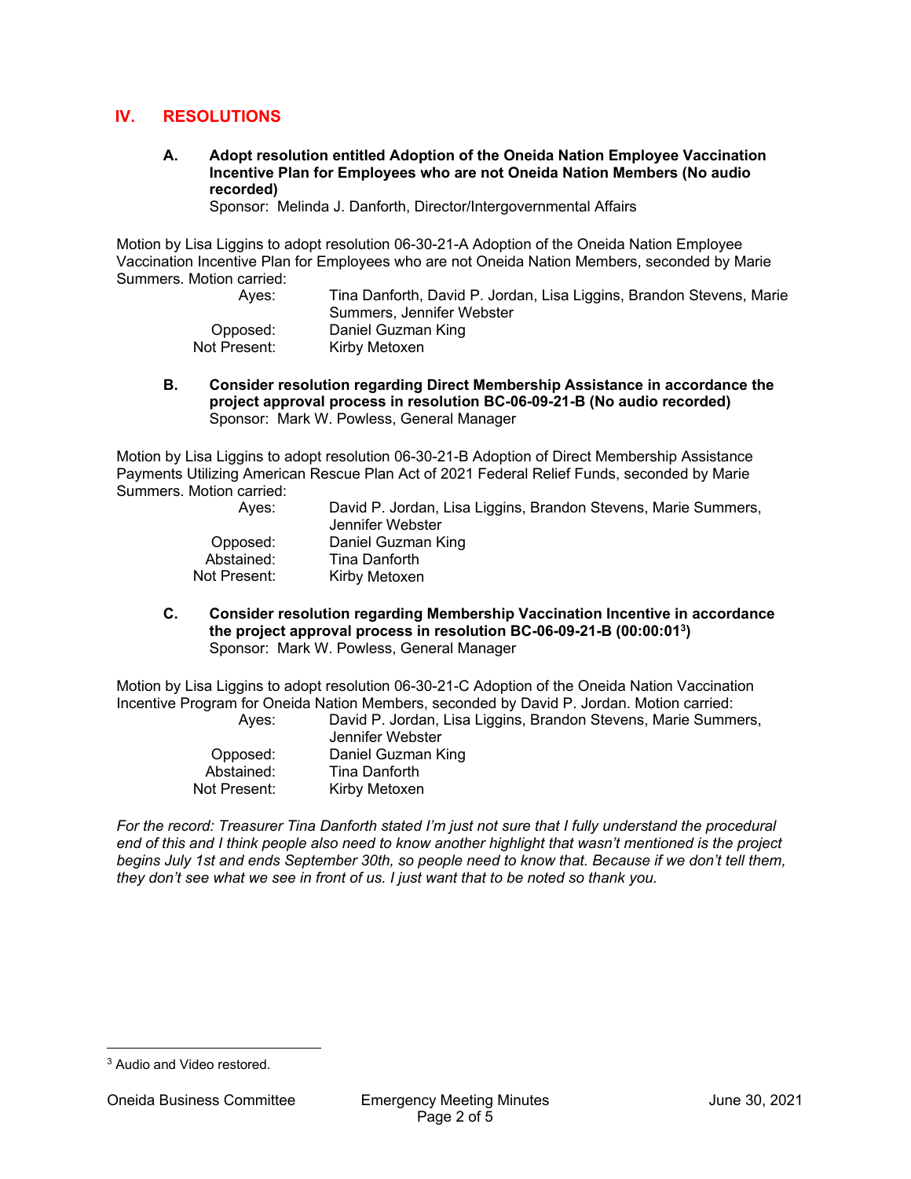## IV. RESOLUTIONS

**A. Adopt resolution entitled Adoption of the Oneida Nation Employee Vaccination Incentive Plan for Employees who are not Oneida Nation Members (No audio recorded)**
Sponsor: Melinda J. Danforth, Director/Intergovernmental Affairs

Motion by Lisa Liggins to adopt resolution 06-30-21-A Adoption of the Oneida Nation Employee Vaccination Incentive Plan for Employees who are not Oneida Nation Members, seconded by Marie Summers. Motion carried:

| | |
|---|---|
| Ayes: | Tina Danforth, David P. Jordan, Lisa Liggins, Brandon Stevens, Marie Summers, Jennifer Webster |
| Opposed: | Daniel Guzman King |
| Not Present: | Kirby Metoxen |

**B. Consider resolution regarding Direct Membership Assistance in accordance the project approval process in resolution BC-06-09-21-B (No audio recorded)**
Sponsor: Mark W. Powless, General Manager

Motion by Lisa Liggins to adopt resolution 06-30-21-B Adoption of Direct Membership Assistance Payments Utilizing American Rescue Plan Act of 2021 Federal Relief Funds, seconded by Marie Summers. Motion carried:

| | |
|---|---|
| Ayes: | David P. Jordan, Lisa Liggins, Brandon Stevens, Marie Summers, Jennifer Webster |
| Opposed: | Daniel Guzman King |
| Abstained: | Tina Danforth |
| Not Present: | Kirby Metoxen |

**C. Consider resolution regarding Membership Vaccination Incentive in accordance the project approval process in resolution BC-06-09-21-B (00:00:01[3])**
Sponsor: Mark W. Powless, General Manager

Motion by Lisa Liggins to adopt resolution 06-30-21-C Adoption of the Oneida Nation Vaccination Incentive Program for Oneida Nation Members, seconded by David P. Jordan. Motion carried:

| | |
|---|---|
| Ayes: | David P. Jordan, Lisa Liggins, Brandon Stevens, Marie Summers, Jennifer Webster |
| Opposed: | Daniel Guzman King |
| Abstained: | Tina Danforth |
| Not Present: | Kirby Metoxen |

*For the record: Treasurer Tina Danforth stated I'm just not sure that I fully understand the procedural end of this and I think people also need to know another highlight that wasn't mentioned is the project begins July 1st and ends September 30th, so people need to know that. Because if we don't tell them, they don't see what we see in front of us. I just want that to be noted so thank you.*

[3] Audio and Video restored.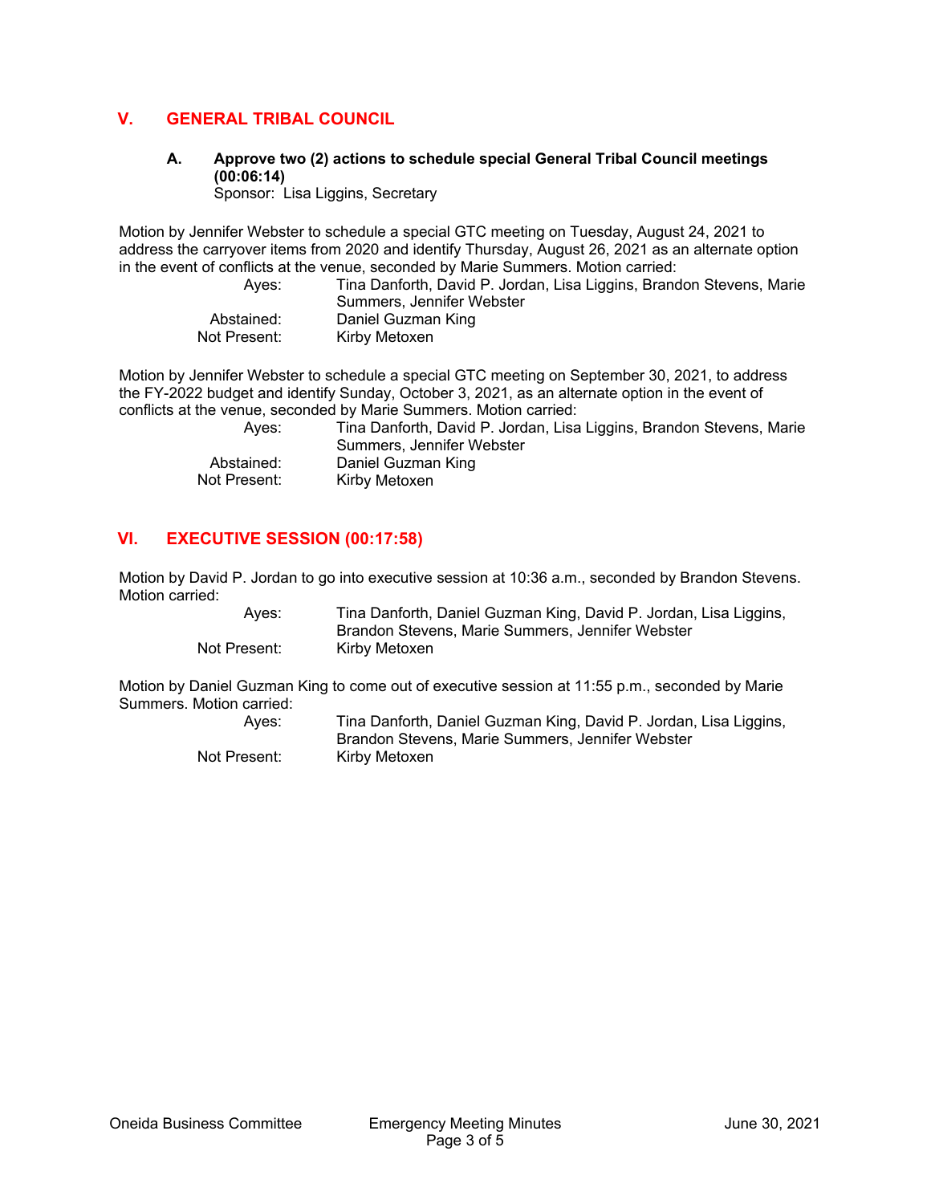## V. GENERAL TRIBAL COUNCIL

### A. Approve two (2) actions to schedule special General Tribal Council meetings (00:06:14)

Sponsor: Lisa Liggins, Secretary

Motion by Jennifer Webster to schedule a special GTC meeting on Tuesday, August 24, 2021 to address the carryover items from 2020 and identify Thursday, August 26, 2021 as an alternate option in the event of conflicts at the venue, seconded by Marie Summers. Motion carried:

| | |
|---|---|
| Ayes: | Tina Danforth, David P. Jordan, Lisa Liggins, Brandon Stevens, Marie Summers, Jennifer Webster |
| Abstained: | Daniel Guzman King |
| Not Present: | Kirby Metoxen |

Motion by Jennifer Webster to schedule a special GTC meeting on September 30, 2021, to address the FY-2022 budget and identify Sunday, October 3, 2021, as an alternate option in the event of conflicts at the venue, seconded by Marie Summers. Motion carried:

| | |
|---|---|
| Ayes: | Tina Danforth, David P. Jordan, Lisa Liggins, Brandon Stevens, Marie Summers, Jennifer Webster |
| Abstained: | Daniel Guzman King |
| Not Present: | Kirby Metoxen |

## VI. EXECUTIVE SESSION (00:17:58)

Motion by David P. Jordan to go into executive session at 10:36 a.m., seconded by Brandon Stevens. Motion carried:

| | |
|---|---|
| Ayes: | Tina Danforth, Daniel Guzman King, David P. Jordan, Lisa Liggins, Brandon Stevens, Marie Summers, Jennifer Webster |
| Not Present: | Kirby Metoxen |

Motion by Daniel Guzman King to come out of executive session at 11:55 p.m., seconded by Marie Summers. Motion carried:

| | |
|---|---|
| Ayes: | Tina Danforth, Daniel Guzman King, David P. Jordan, Lisa Liggins, Brandon Stevens, Marie Summers, Jennifer Webster |
| Not Present: | Kirby Metoxen |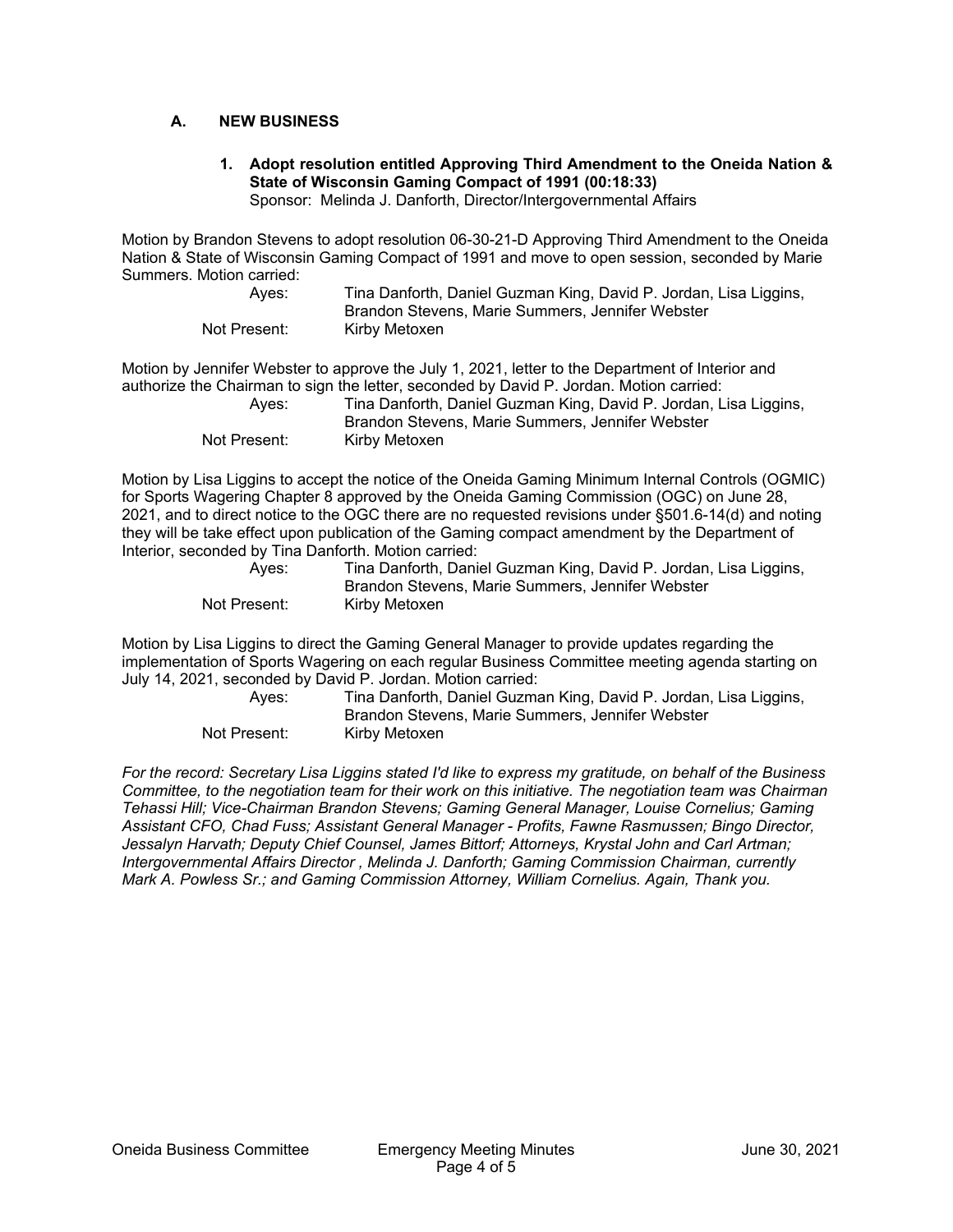## A. NEW BUSINESS

### 1. Adopt resolution entitled Approving Third Amendment to the Oneida Nation & State of Wisconsin Gaming Compact of 1991 (00:18:33)

Sponsor: Melinda J. Danforth, Director/Intergovernmental Affairs

Motion by Brandon Stevens to adopt resolution 06-30-21-D Approving Third Amendment to the Oneida Nation & State of Wisconsin Gaming Compact of 1991 and move to open session, seconded by Marie Summers. Motion carried:

Ayes: Tina Danforth, Daniel Guzman King, David P. Jordan, Lisa Liggins, Brandon Stevens, Marie Summers, Jennifer Webster
Not Present: Kirby Metoxen

Motion by Jennifer Webster to approve the July 1, 2021, letter to the Department of Interior and authorize the Chairman to sign the letter, seconded by David P. Jordan. Motion carried:

Ayes: Tina Danforth, Daniel Guzman King, David P. Jordan, Lisa Liggins, Brandon Stevens, Marie Summers, Jennifer Webster
Not Present: Kirby Metoxen

Motion by Lisa Liggins to accept the notice of the Oneida Gaming Minimum Internal Controls (OGMIC) for Sports Wagering Chapter 8 approved by the Oneida Gaming Commission (OGC) on June 28, 2021, and to direct notice to the OGC there are no requested revisions under §501.6-14(d) and noting they will be take effect upon publication of the Gaming compact amendment by the Department of Interior, seconded by Tina Danforth. Motion carried:

Ayes: Tina Danforth, Daniel Guzman King, David P. Jordan, Lisa Liggins, Brandon Stevens, Marie Summers, Jennifer Webster
Not Present: Kirby Metoxen

Motion by Lisa Liggins to direct the Gaming General Manager to provide updates regarding the implementation of Sports Wagering on each regular Business Committee meeting agenda starting on July 14, 2021, seconded by David P. Jordan. Motion carried:

Ayes: Tina Danforth, Daniel Guzman King, David P. Jordan, Lisa Liggins, Brandon Stevens, Marie Summers, Jennifer Webster
Not Present: Kirby Metoxen

*For the record: Secretary Lisa Liggins stated I'd like to express my gratitude, on behalf of the Business Committee, to the negotiation team for their work on this initiative. The negotiation team was Chairman Tehassi Hill; Vice-Chairman Brandon Stevens; Gaming General Manager, Louise Cornelius; Gaming Assistant CFO, Chad Fuss; Assistant General Manager - Profits, Fawne Rasmussen; Bingo Director, Jessalyn Harvath; Deputy Chief Counsel, James Bittorf; Attorneys, Krystal John and Carl Artman; Intergovernmental Affairs Director , Melinda J. Danforth; Gaming Commission Chairman, currently Mark A. Powless Sr.; and Gaming Commission Attorney, William Cornelius. Again, Thank you.*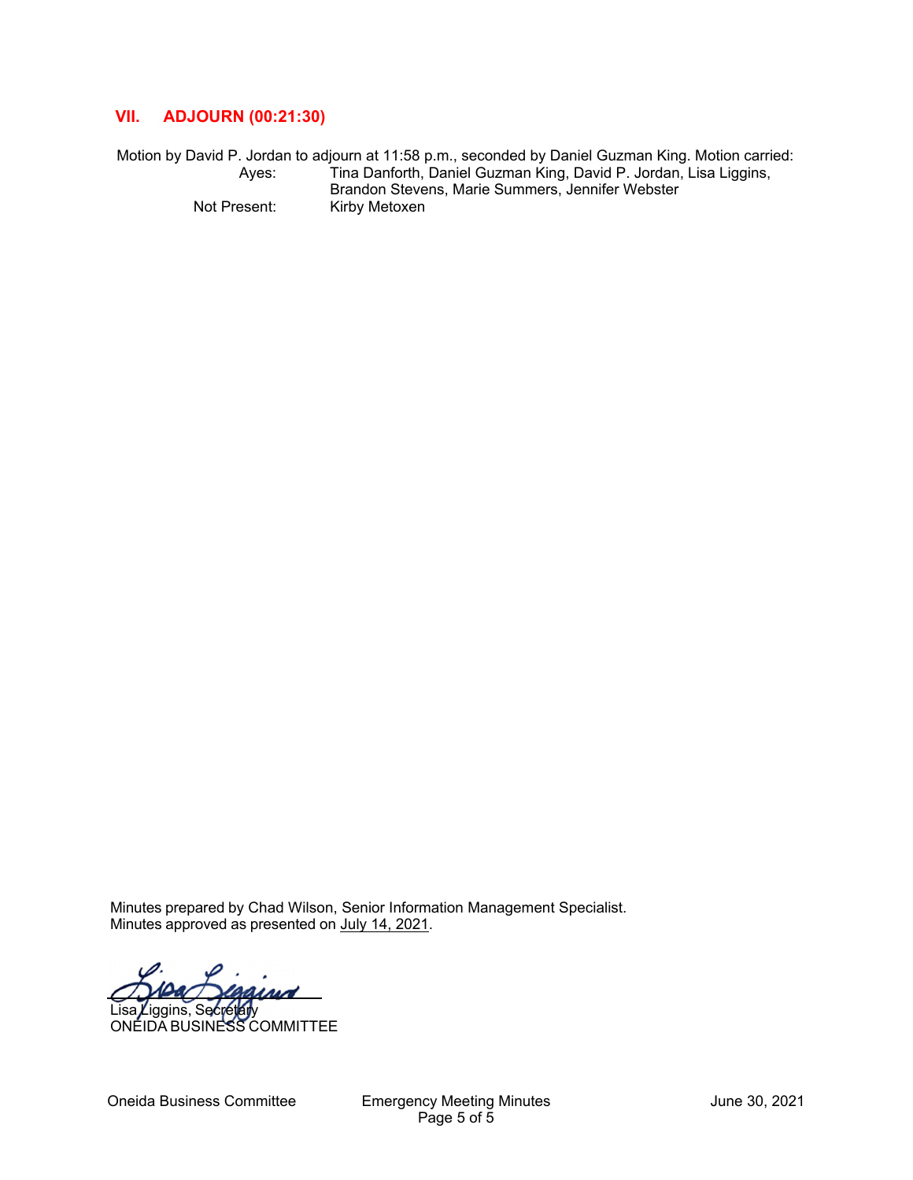## VII. ADJOURN (00:21:30)

Motion by David P. Jordan to adjourn at 11:58 p.m., seconded by Daniel Guzman King. Motion carried:

| | |
|---|---|
| Ayes: | Tina Danforth, Daniel Guzman King, David P. Jordan, Lisa Liggins, Brandon Stevens, Marie Summers, Jennifer Webster |
| Not Present: | Kirby Metoxen |

Minutes prepared by Chad Wilson, Senior Information Management Specialist.
Minutes approved as presented on July 14, 2021.

Lisa Liggins, Secretary
ONEIDA BUSINESS COMMITTEE